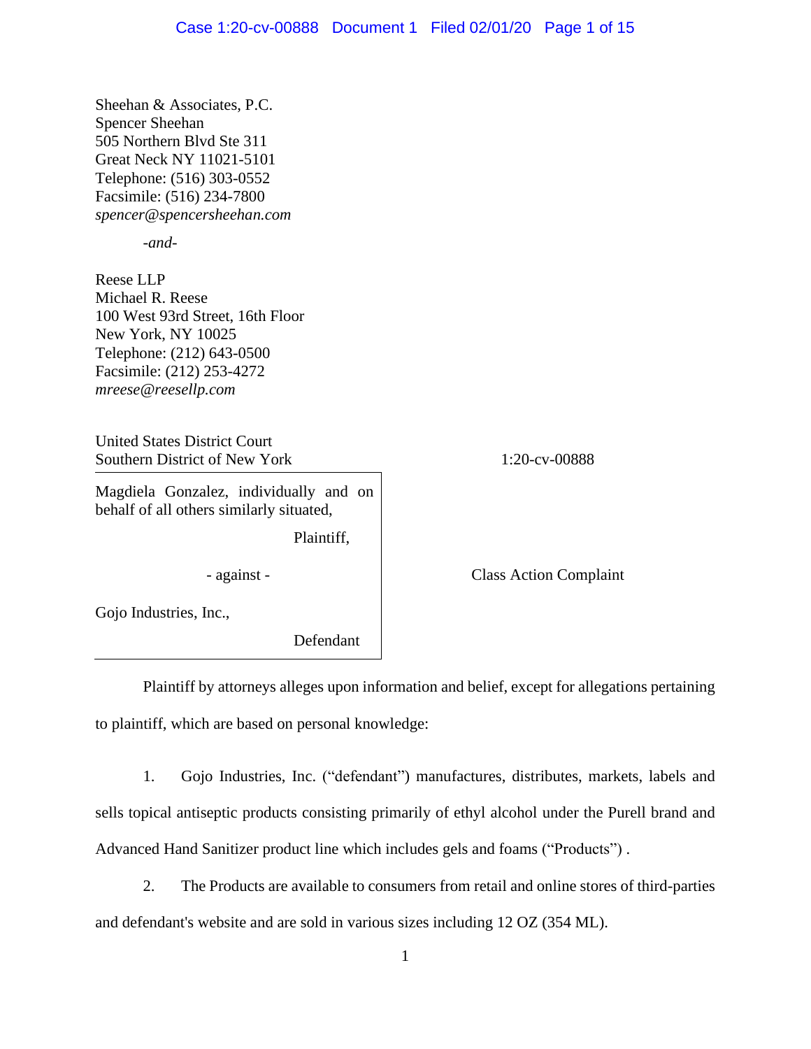Sheehan & Associates, P.C.
Spencer Sheehan
505 Northern Blvd Ste 311
Great Neck NY 11021-5101
Telephone: (516) 303-0552
Facsimile: (516) 234-7800
*spencer@spencersheehan.com*

*-and-*

Reese LLP
Michael R. Reese
100 West 93rd Street, 16th Floor
New York, NY 10025
Telephone: (212) 643-0500
Facsimile: (212) 253-4272
*mreese@reesellp.com*

United States District Court
Southern District of New York

1:20-cv-00888

Magdiela Gonzalez, individually and on behalf of all others similarly situated,

Plaintiff,

- against -

Gojo Industries, Inc.,

Defendant

Class Action Complaint

Plaintiff by attorneys alleges upon information and belief, except for allegations pertaining to plaintiff, which are based on personal knowledge:

1. Gojo Industries, Inc. ("defendant") manufactures, distributes, markets, labels and sells topical antiseptic products consisting primarily of ethyl alcohol under the Purell brand and Advanced Hand Sanitizer product line which includes gels and foams ("Products") .

2. The Products are available to consumers from retail and online stores of third-parties and defendant's website and are sold in various sizes including 12 OZ (354 ML).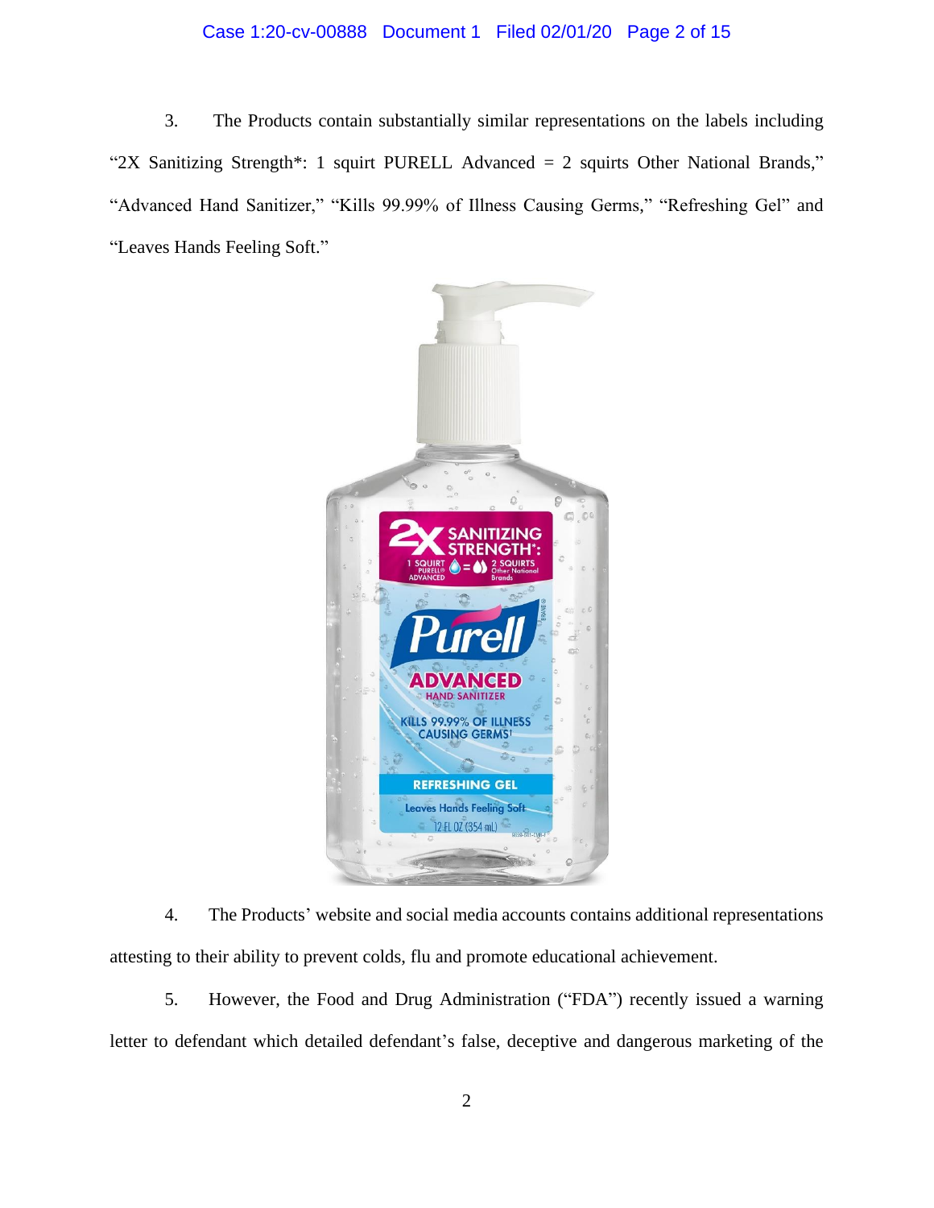3. The Products contain substantially similar representations on the labels including "2X Sanitizing Strength*: 1 squirt PURELL Advanced = 2 squirts Other National Brands," "Advanced Hand Sanitizer," "Kills 99.99% of Illness Causing Germs," "Refreshing Gel" and "Leaves Hands Feeling Soft."

4. The Products' website and social media accounts contains additional representations attesting to their ability to prevent colds, flu and promote educational achievement.

5. However, the Food and Drug Administration ("FDA") recently issued a warning letter to defendant which detailed defendant's false, deceptive and dangerous marketing of the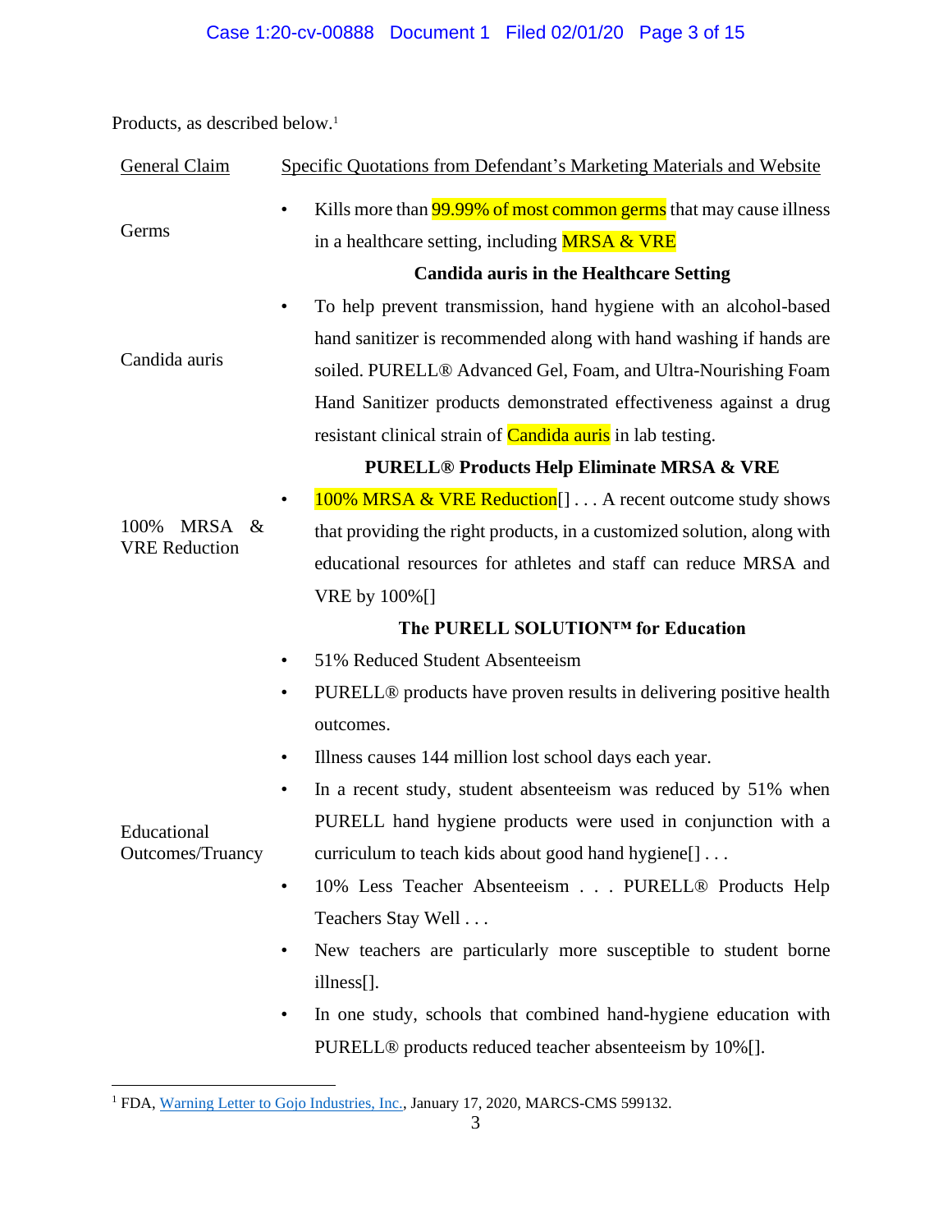Products, as described below.[1]

| General Claim | Specific Quotations from Defendant's Marketing Materials and Website |
|---|---|
| Germs | • Kills more than 99.99% of most common germs that may cause illness in a healthcare setting, including MRSA & VRE |
| Candida auris | **Candida auris in the Healthcare Setting**<br>• To help prevent transmission, hand hygiene with an alcohol-based hand sanitizer is recommended along with hand washing if hands are soiled. PURELL® Advanced Gel, Foam, and Ultra-Nourishing Foam Hand Sanitizer products demonstrated effectiveness against a drug resistant clinical strain of Candida auris in lab testing. |
| 100% MRSA & VRE Reduction | **PURELL® Products Help Eliminate MRSA & VRE**<br>• 100% MRSA & VRE Reduction[] . . . A recent outcome study shows that providing the right products, in a customized solution, along with educational resources for athletes and staff can reduce MRSA and VRE by 100%[] |
| Educational Outcomes/Truancy | **The PURELL SOLUTION™ for Education**<br>• 51% Reduced Student Absenteeism<br>• PURELL® products have proven results in delivering positive health outcomes.<br>• Illness causes 144 million lost school days each year.<br>• In a recent study, student absenteeism was reduced by 51% when PURELL hand hygiene products were used in conjunction with a curriculum to teach kids about good hand hygiene[] . . .<br>• 10% Less Teacher Absenteeism . . . PURELL® Products Help Teachers Stay Well . . .<br>• New teachers are particularly more susceptible to student borne illness[].<br>• In one study, schools that combined hand-hygiene education with PURELL® products reduced teacher absenteeism by 10%[]. |

[1] FDA, Warning Letter to Gojo Industries, Inc., January 17, 2020, MARCS-CMS 599132.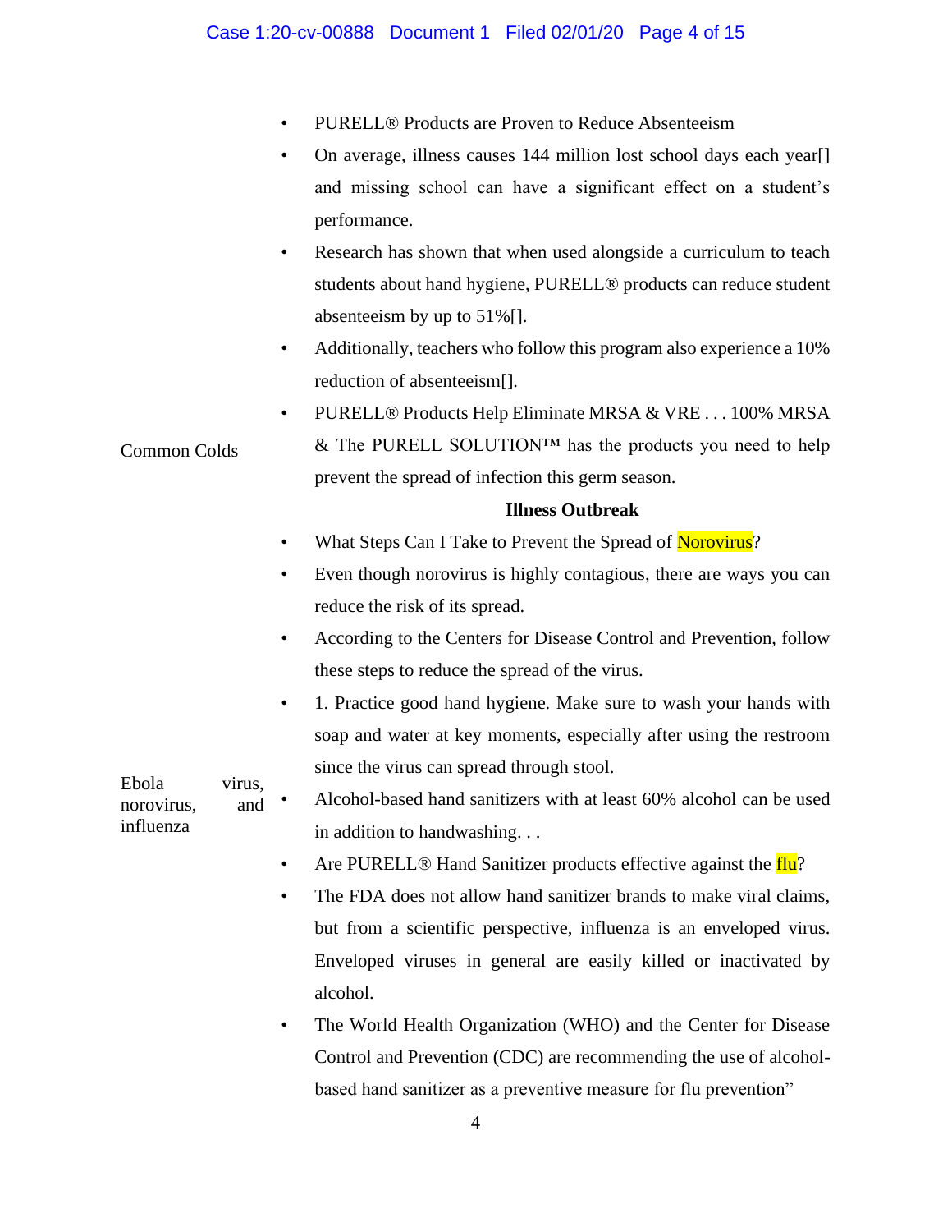- PURELL® Products are Proven to Reduce Absenteeism
- On average, illness causes 144 million lost school days each year[] and missing school can have a significant effect on a student's performance.
- Research has shown that when used alongside a curriculum to teach students about hand hygiene, PURELL® products can reduce student absenteeism by up to 51%[].
- Additionally, teachers who follow this program also experience a 10% reduction of absenteeism[].

Common Colds

- PURELL® Products Help Eliminate MRSA & VRE . . . 100% MRSA & The PURELL SOLUTION™ has the products you need to help prevent the spread of infection this germ season.

**Illness Outbreak**

Ebola virus, norovirus, and influenza

- What Steps Can I Take to Prevent the Spread of Norovirus?
- Even though norovirus is highly contagious, there are ways you can reduce the risk of its spread.
- According to the Centers for Disease Control and Prevention, follow these steps to reduce the spread of the virus.
- 1. Practice good hand hygiene. Make sure to wash your hands with soap and water at key moments, especially after using the restroom since the virus can spread through stool.
- Alcohol-based hand sanitizers with at least 60% alcohol can be used in addition to handwashing. . .
- Are PURELL® Hand Sanitizer products effective against the flu?
- The FDA does not allow hand sanitizer brands to make viral claims, but from a scientific perspective, influenza is an enveloped virus. Enveloped viruses in general are easily killed or inactivated by alcohol.
- The World Health Organization (WHO) and the Center for Disease Control and Prevention (CDC) are recommending the use of alcohol-based hand sanitizer as a preventive measure for flu prevention"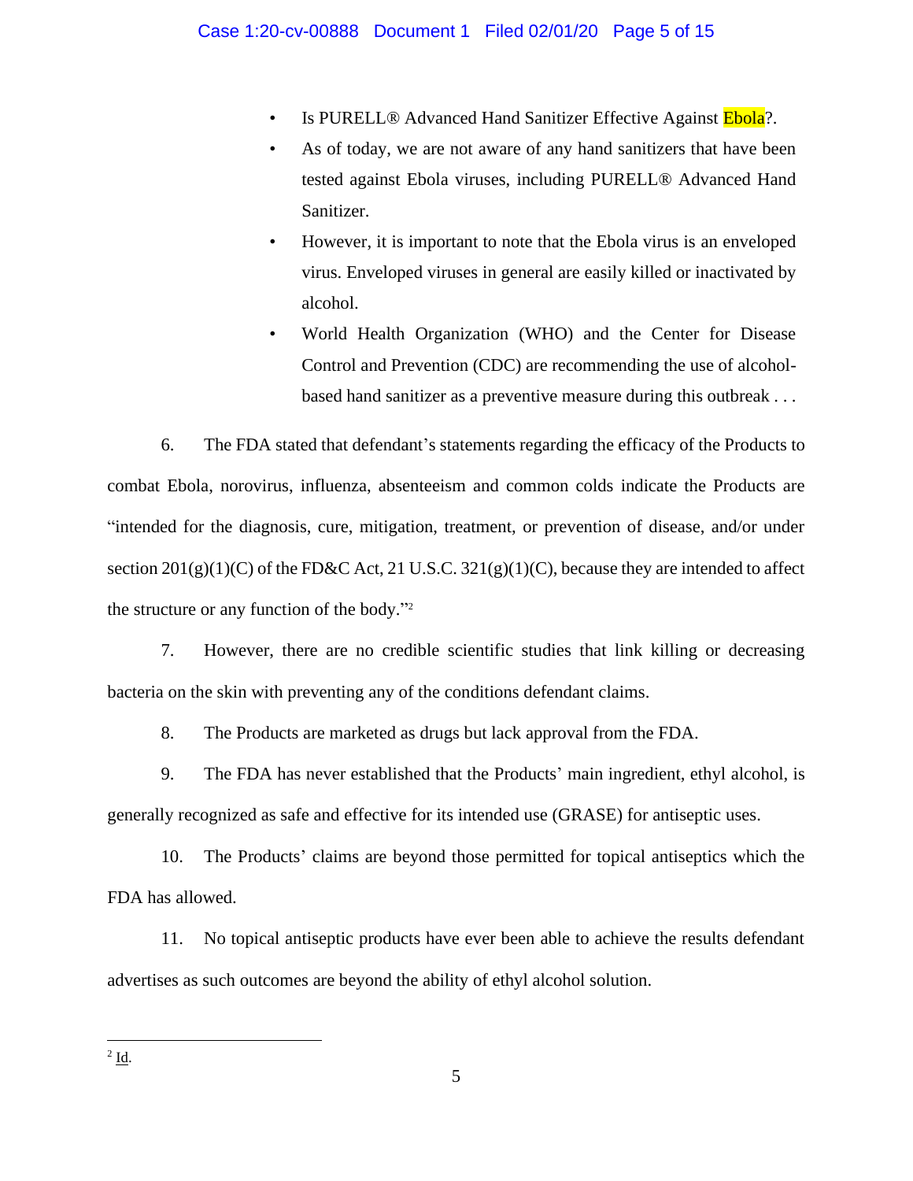- Is PURELL® Advanced Hand Sanitizer Effective Against Ebola?.
- As of today, we are not aware of any hand sanitizers that have been tested against Ebola viruses, including PURELL® Advanced Hand Sanitizer.
- However, it is important to note that the Ebola virus is an enveloped virus. Enveloped viruses in general are easily killed or inactivated by alcohol.
- World Health Organization (WHO) and the Center for Disease Control and Prevention (CDC) are recommending the use of alcohol-based hand sanitizer as a preventive measure during this outbreak . . .

6. The FDA stated that defendant's statements regarding the efficacy of the Products to combat Ebola, norovirus, influenza, absenteeism and common colds indicate the Products are "intended for the diagnosis, cure, mitigation, treatment, or prevention of disease, and/or under section 201(g)(1)(C) of the FD&C Act, 21 U.S.C. 321(g)(1)(C), because they are intended to affect the structure or any function of the body."[2]

7. However, there are no credible scientific studies that link killing or decreasing bacteria on the skin with preventing any of the conditions defendant claims.

8. The Products are marketed as drugs but lack approval from the FDA.

9. The FDA has never established that the Products' main ingredient, ethyl alcohol, is generally recognized as safe and effective for its intended use (GRASE) for antiseptic uses.

10. The Products' claims are beyond those permitted for topical antiseptics which the FDA has allowed.

11. No topical antiseptic products have ever been able to achieve the results defendant advertises as such outcomes are beyond the ability of ethyl alcohol solution.

---

[2] Id.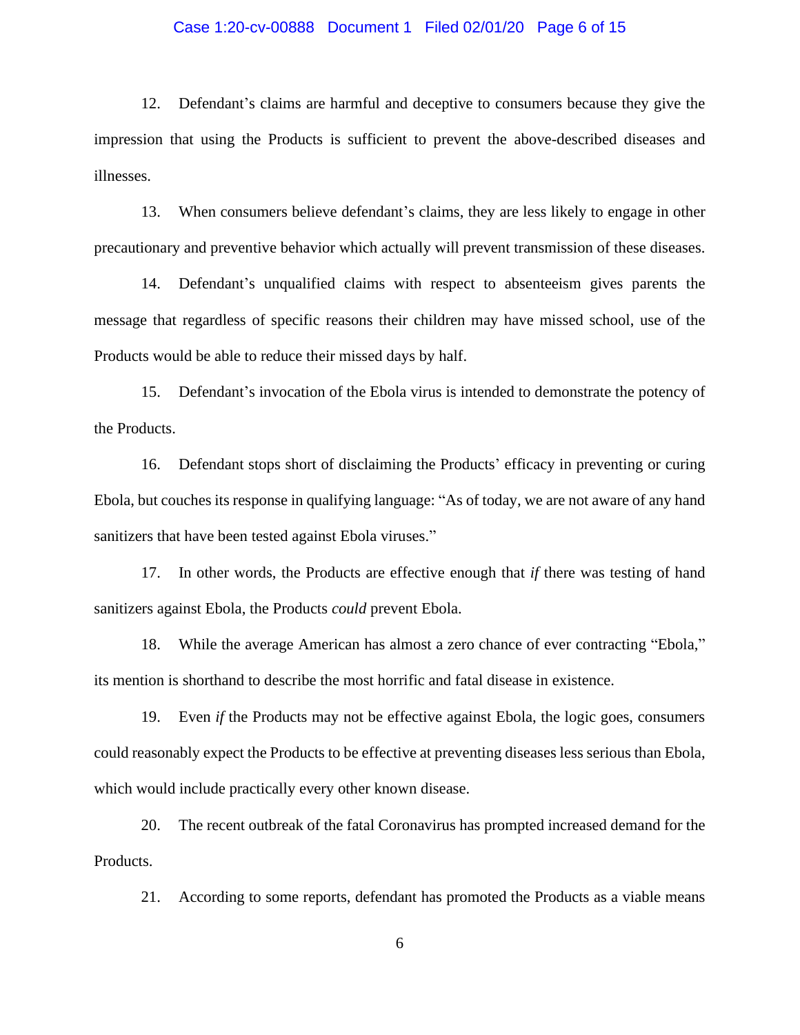12. Defendant's claims are harmful and deceptive to consumers because they give the impression that using the Products is sufficient to prevent the above-described diseases and illnesses.

13. When consumers believe defendant's claims, they are less likely to engage in other precautionary and preventive behavior which actually will prevent transmission of these diseases.

14. Defendant's unqualified claims with respect to absenteeism gives parents the message that regardless of specific reasons their children may have missed school, use of the Products would be able to reduce their missed days by half.

15. Defendant's invocation of the Ebola virus is intended to demonstrate the potency of the Products.

16. Defendant stops short of disclaiming the Products' efficacy in preventing or curing Ebola, but couches its response in qualifying language: "As of today, we are not aware of any hand sanitizers that have been tested against Ebola viruses."

17. In other words, the Products are effective enough that *if* there was testing of hand sanitizers against Ebola, the Products *could* prevent Ebola.

18. While the average American has almost a zero chance of ever contracting "Ebola," its mention is shorthand to describe the most horrific and fatal disease in existence.

19. Even *if* the Products may not be effective against Ebola, the logic goes, consumers could reasonably expect the Products to be effective at preventing diseases less serious than Ebola, which would include practically every other known disease.

20. The recent outbreak of the fatal Coronavirus has prompted increased demand for the Products.

21. According to some reports, defendant has promoted the Products as a viable means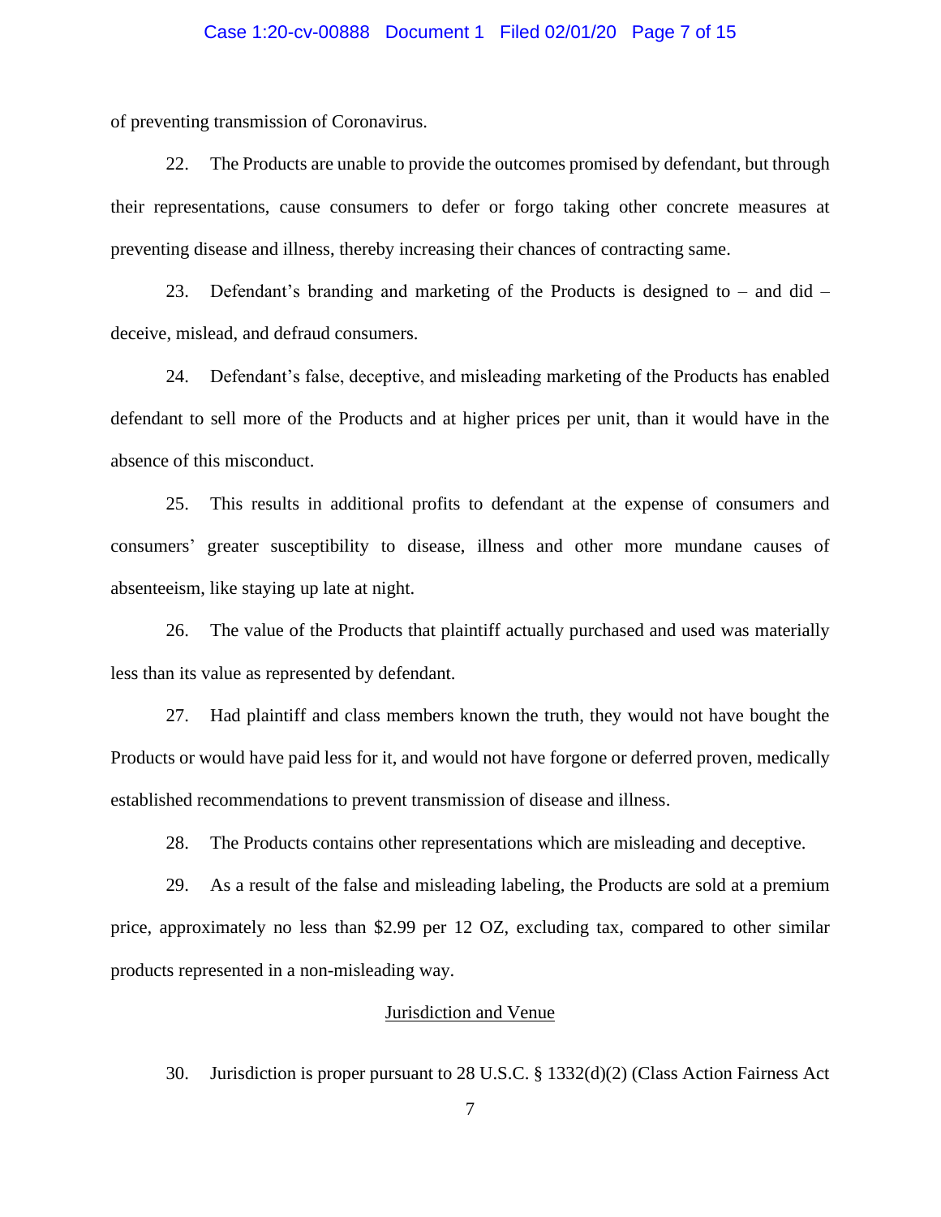of preventing transmission of Coronavirus.

22. The Products are unable to provide the outcomes promised by defendant, but through their representations, cause consumers to defer or forgo taking other concrete measures at preventing disease and illness, thereby increasing their chances of contracting same.

23. Defendant's branding and marketing of the Products is designed to – and did – deceive, mislead, and defraud consumers.

24. Defendant's false, deceptive, and misleading marketing of the Products has enabled defendant to sell more of the Products and at higher prices per unit, than it would have in the absence of this misconduct.

25. This results in additional profits to defendant at the expense of consumers and consumers' greater susceptibility to disease, illness and other more mundane causes of absenteeism, like staying up late at night.

26. The value of the Products that plaintiff actually purchased and used was materially less than its value as represented by defendant.

27. Had plaintiff and class members known the truth, they would not have bought the Products or would have paid less for it, and would not have forgone or deferred proven, medically established recommendations to prevent transmission of disease and illness.

28. The Products contains other representations which are misleading and deceptive.

29. As a result of the false and misleading labeling, the Products are sold at a premium price, approximately no less than $2.99 per 12 OZ, excluding tax, compared to other similar products represented in a non-misleading way.

## Jurisdiction and Venue

30. Jurisdiction is proper pursuant to 28 U.S.C. § 1332(d)(2) (Class Action Fairness Act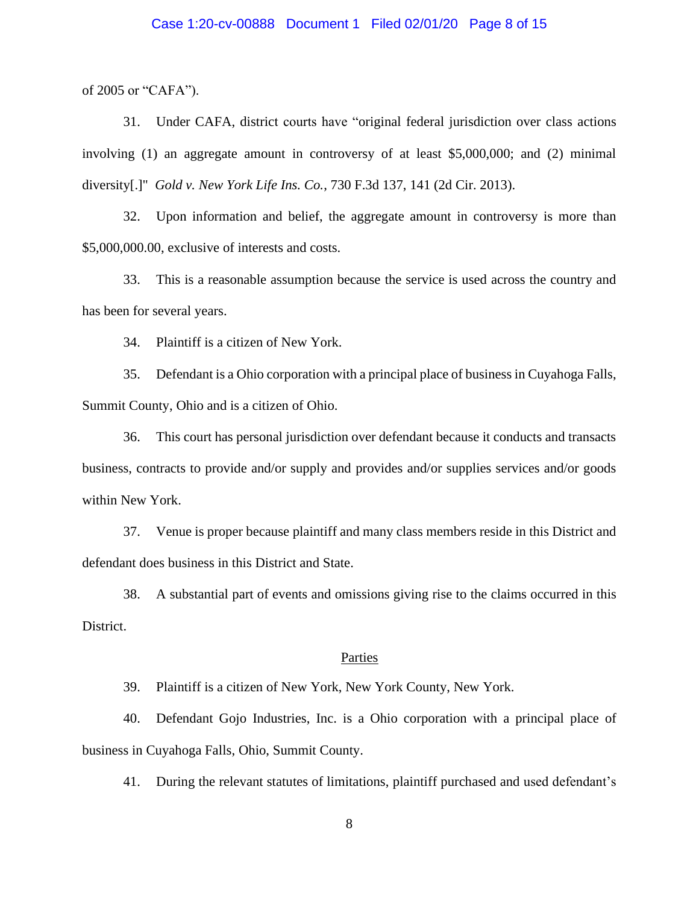of 2005 or "CAFA").

31. Under CAFA, district courts have "original federal jurisdiction over class actions involving (1) an aggregate amount in controversy of at least $5,000,000; and (2) minimal diversity[.]" *Gold v. New York Life Ins. Co.*, 730 F.3d 137, 141 (2d Cir. 2013).

32. Upon information and belief, the aggregate amount in controversy is more than $5,000,000.00, exclusive of interests and costs.

33. This is a reasonable assumption because the service is used across the country and has been for several years.

34. Plaintiff is a citizen of New York.

35. Defendant is a Ohio corporation with a principal place of business in Cuyahoga Falls, Summit County, Ohio and is a citizen of Ohio.

36. This court has personal jurisdiction over defendant because it conducts and transacts business, contracts to provide and/or supply and provides and/or supplies services and/or goods within New York.

37. Venue is proper because plaintiff and many class members reside in this District and defendant does business in this District and State.

38. A substantial part of events and omissions giving rise to the claims occurred in this District.

<u>Parties</u>

39. Plaintiff is a citizen of New York, New York County, New York.

40. Defendant Gojo Industries, Inc. is a Ohio corporation with a principal place of business in Cuyahoga Falls, Ohio, Summit County.

41. During the relevant statutes of limitations, plaintiff purchased and used defendant's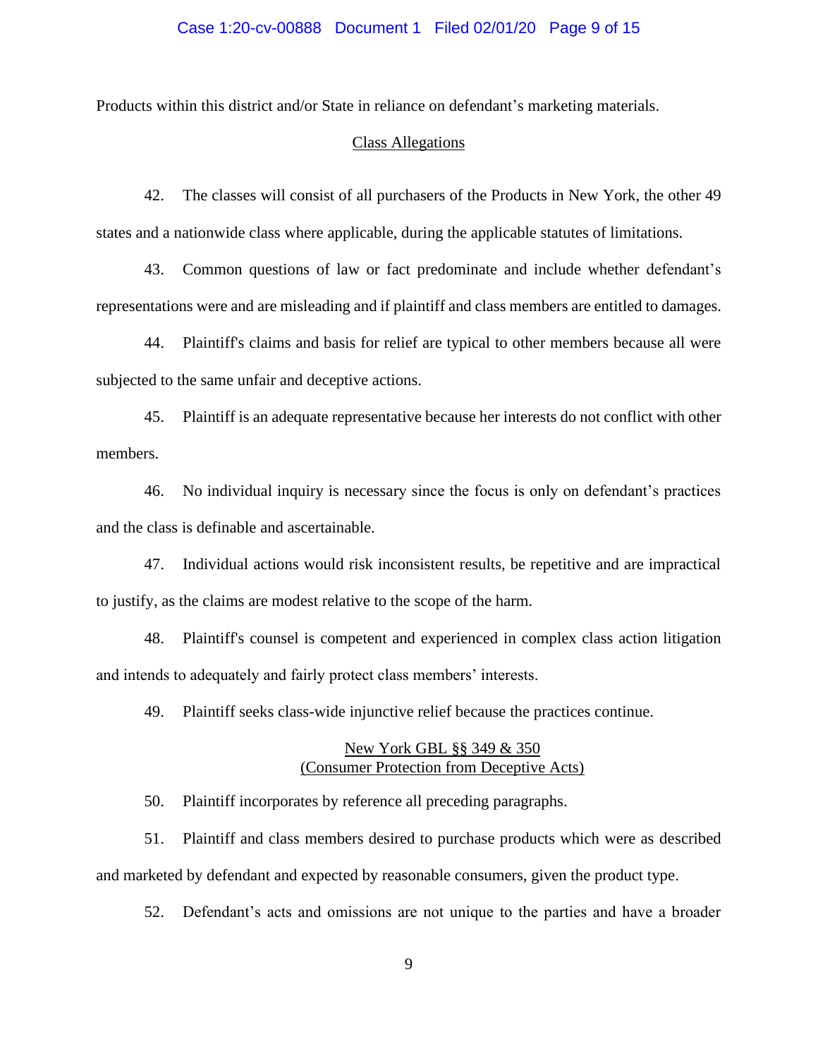Products within this district and/or State in reliance on defendant's marketing materials.

## Class Allegations

42. The classes will consist of all purchasers of the Products in New York, the other 49 states and a nationwide class where applicable, during the applicable statutes of limitations.

43. Common questions of law or fact predominate and include whether defendant's representations were and are misleading and if plaintiff and class members are entitled to damages.

44. Plaintiff's claims and basis for relief are typical to other members because all were subjected to the same unfair and deceptive actions.

45. Plaintiff is an adequate representative because her interests do not conflict with other members.

46. No individual inquiry is necessary since the focus is only on defendant's practices and the class is definable and ascertainable.

47. Individual actions would risk inconsistent results, be repetitive and are impractical to justify, as the claims are modest relative to the scope of the harm.

48. Plaintiff's counsel is competent and experienced in complex class action litigation and intends to adequately and fairly protect class members' interests.

49. Plaintiff seeks class-wide injunctive relief because the practices continue.

## New York GBL §§ 349 & 350
## (Consumer Protection from Deceptive Acts)

50. Plaintiff incorporates by reference all preceding paragraphs.

51. Plaintiff and class members desired to purchase products which were as described and marketed by defendant and expected by reasonable consumers, given the product type.

52. Defendant's acts and omissions are not unique to the parties and have a broader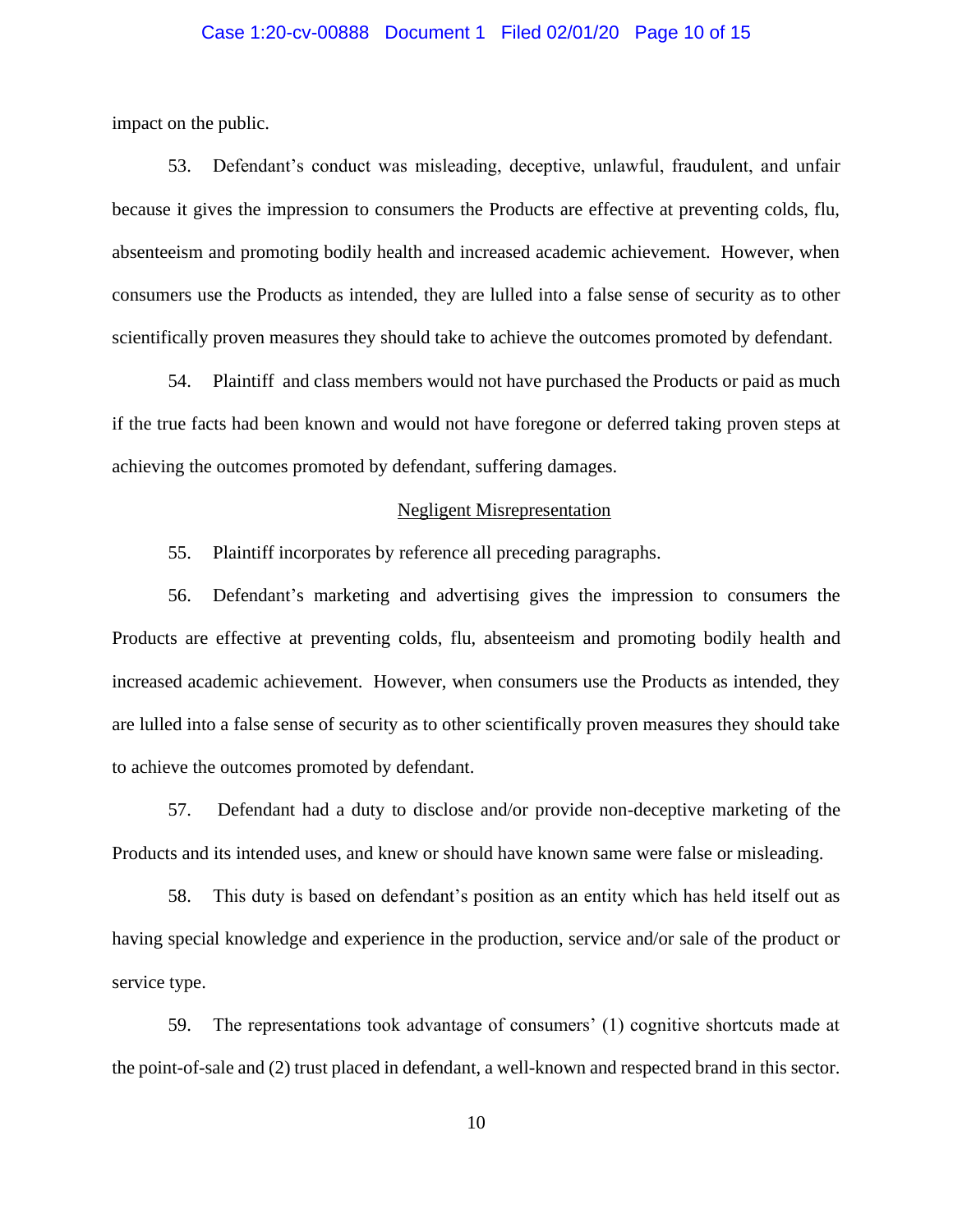impact on the public.

53. Defendant's conduct was misleading, deceptive, unlawful, fraudulent, and unfair because it gives the impression to consumers the Products are effective at preventing colds, flu, absenteeism and promoting bodily health and increased academic achievement. However, when consumers use the Products as intended, they are lulled into a false sense of security as to other scientifically proven measures they should take to achieve the outcomes promoted by defendant.

54. Plaintiff and class members would not have purchased the Products or paid as much if the true facts had been known and would not have foregone or deferred taking proven steps at achieving the outcomes promoted by defendant, suffering damages.

<u>Negligent Misrepresentation</u>

55. Plaintiff incorporates by reference all preceding paragraphs.

56. Defendant's marketing and advertising gives the impression to consumers the Products are effective at preventing colds, flu, absenteeism and promoting bodily health and increased academic achievement. However, when consumers use the Products as intended, they are lulled into a false sense of security as to other scientifically proven measures they should take to achieve the outcomes promoted by defendant.

57. Defendant had a duty to disclose and/or provide non-deceptive marketing of the Products and its intended uses, and knew or should have known same were false or misleading.

58. This duty is based on defendant's position as an entity which has held itself out as having special knowledge and experience in the production, service and/or sale of the product or service type.

59. The representations took advantage of consumers' (1) cognitive shortcuts made at the point-of-sale and (2) trust placed in defendant, a well-known and respected brand in this sector.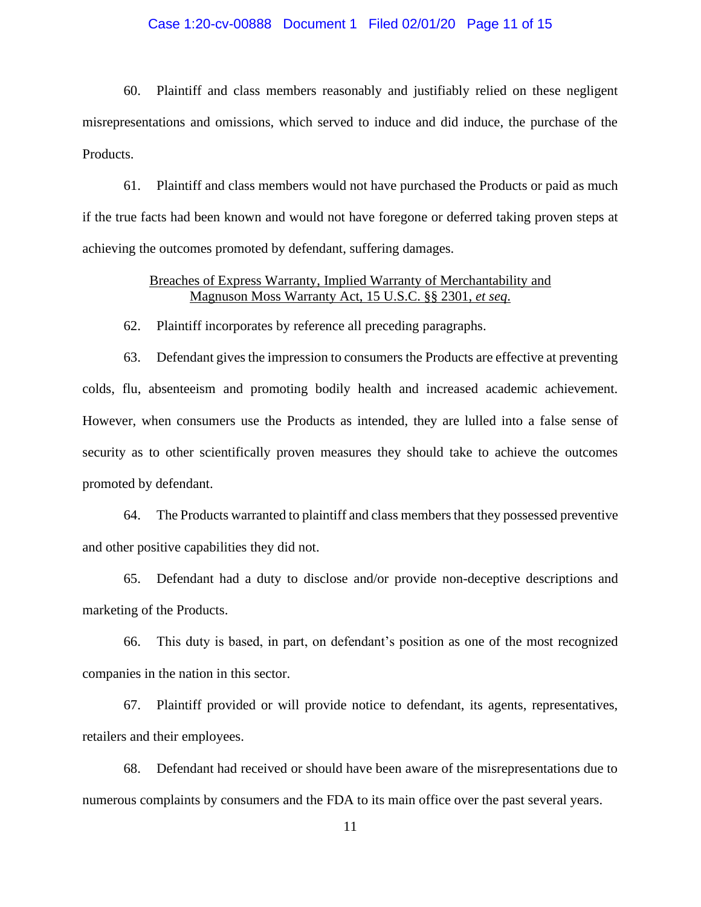60. Plaintiff and class members reasonably and justifiably relied on these negligent misrepresentations and omissions, which served to induce and did induce, the purchase of the Products.

61. Plaintiff and class members would not have purchased the Products or paid as much if the true facts had been known and would not have foregone or deferred taking proven steps at achieving the outcomes promoted by defendant, suffering damages.

<u>Breaches of Express Warranty, Implied Warranty of Merchantability and Magnuson Moss Warranty Act, 15 U.S.C. §§ 2301, *et seq.*</u>

62. Plaintiff incorporates by reference all preceding paragraphs.

63. Defendant gives the impression to consumers the Products are effective at preventing colds, flu, absenteeism and promoting bodily health and increased academic achievement. However, when consumers use the Products as intended, they are lulled into a false sense of security as to other scientifically proven measures they should take to achieve the outcomes promoted by defendant.

64. The Products warranted to plaintiff and class members that they possessed preventive and other positive capabilities they did not.

65. Defendant had a duty to disclose and/or provide non-deceptive descriptions and marketing of the Products.

66. This duty is based, in part, on defendant's position as one of the most recognized companies in the nation in this sector.

67. Plaintiff provided or will provide notice to defendant, its agents, representatives, retailers and their employees.

68. Defendant had received or should have been aware of the misrepresentations due to numerous complaints by consumers and the FDA to its main office over the past several years.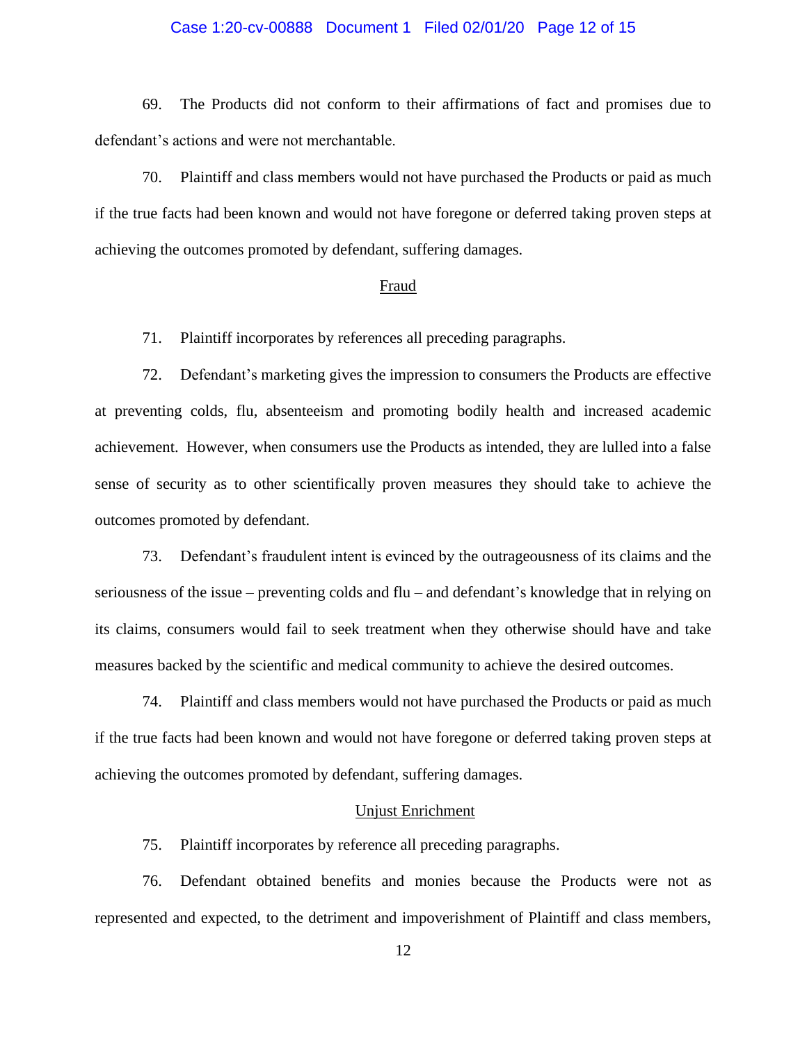69. The Products did not conform to their affirmations of fact and promises due to defendant's actions and were not merchantable.

70. Plaintiff and class members would not have purchased the Products or paid as much if the true facts had been known and would not have foregone or deferred taking proven steps at achieving the outcomes promoted by defendant, suffering damages.

<u>Fraud</u>

71. Plaintiff incorporates by references all preceding paragraphs.

72. Defendant's marketing gives the impression to consumers the Products are effective at preventing colds, flu, absenteeism and promoting bodily health and increased academic achievement. However, when consumers use the Products as intended, they are lulled into a false sense of security as to other scientifically proven measures they should take to achieve the outcomes promoted by defendant.

73. Defendant's fraudulent intent is evinced by the outrageousness of its claims and the seriousness of the issue – preventing colds and flu – and defendant's knowledge that in relying on its claims, consumers would fail to seek treatment when they otherwise should have and take measures backed by the scientific and medical community to achieve the desired outcomes.

74. Plaintiff and class members would not have purchased the Products or paid as much if the true facts had been known and would not have foregone or deferred taking proven steps at achieving the outcomes promoted by defendant, suffering damages.

<u>Unjust Enrichment</u>

75. Plaintiff incorporates by reference all preceding paragraphs.

76. Defendant obtained benefits and monies because the Products were not as represented and expected, to the detriment and impoverishment of Plaintiff and class members,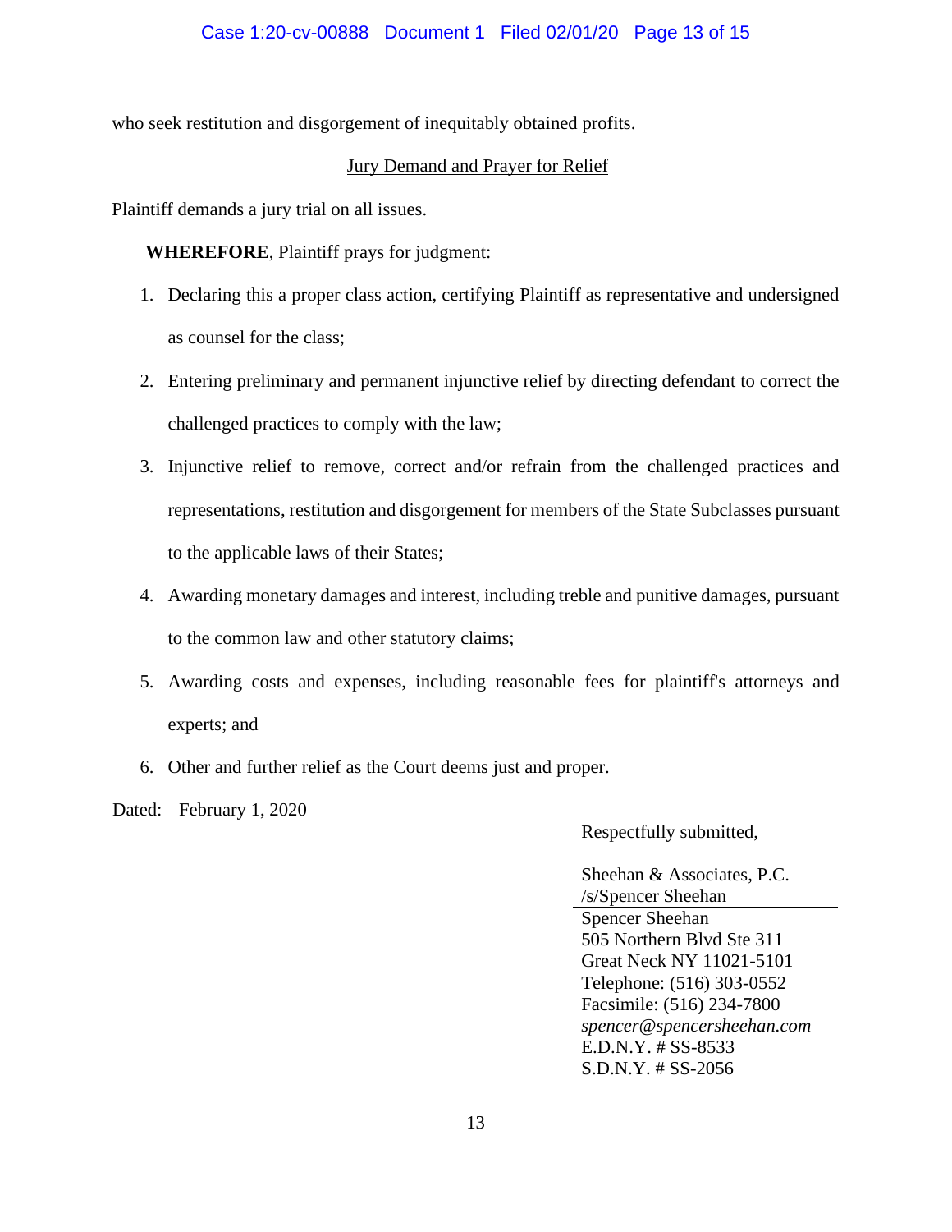who seek restitution and disgorgement of inequitably obtained profits.

Jury Demand and Prayer for Relief

Plaintiff demands a jury trial on all issues.

**WHEREFORE**, Plaintiff prays for judgment:

1. Declaring this a proper class action, certifying Plaintiff as representative and undersigned as counsel for the class;
2. Entering preliminary and permanent injunctive relief by directing defendant to correct the challenged practices to comply with the law;
3. Injunctive relief to remove, correct and/or refrain from the challenged practices and representations, restitution and disgorgement for members of the State Subclasses pursuant to the applicable laws of their States;
4. Awarding monetary damages and interest, including treble and punitive damages, pursuant to the common law and other statutory claims;
5. Awarding costs and expenses, including reasonable fees for plaintiff's attorneys and experts; and
6. Other and further relief as the Court deems just and proper.

Dated: February 1, 2020

Respectfully submitted,

Sheehan & Associates, P.C.
/s/Spencer Sheehan
Spencer Sheehan
505 Northern Blvd Ste 311
Great Neck NY 11021-5101
Telephone: (516) 303-0552
Facsimile: (516) 234-7800
*spencer@spencersheehan.com*
E.D.N.Y. # SS-8533
S.D.N.Y. # SS-2056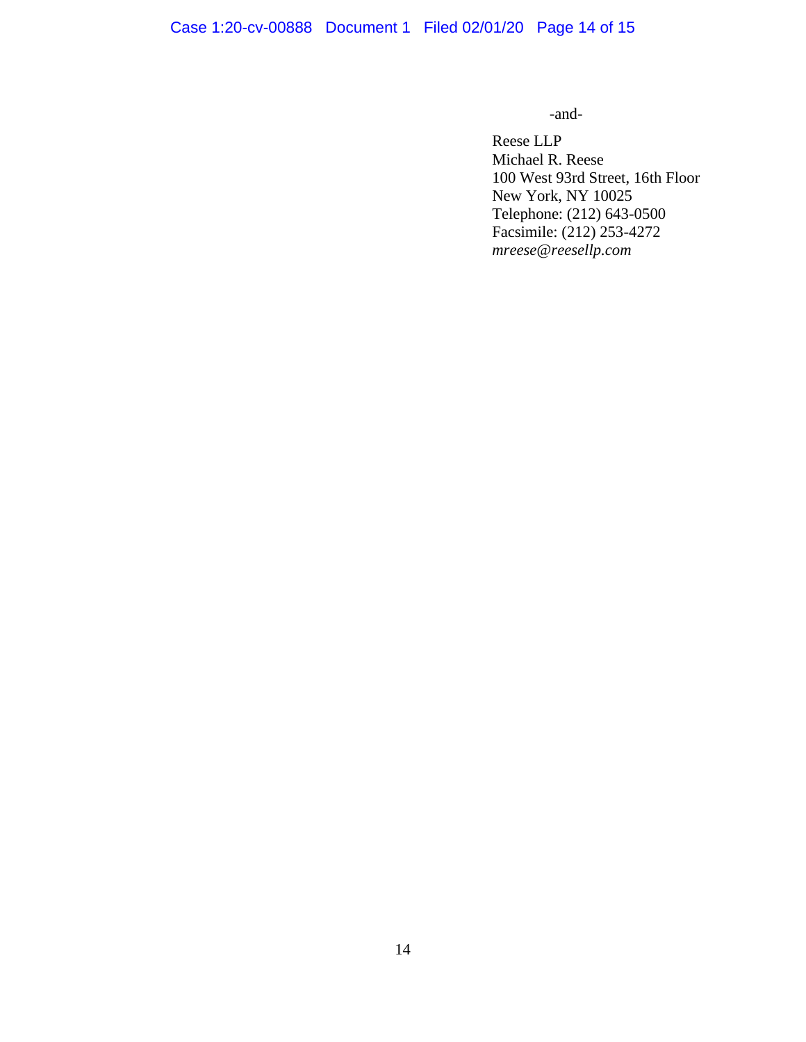-and-

Reese LLP
Michael R. Reese
100 West 93rd Street, 16th Floor
New York, NY 10025
Telephone: (212) 643-0500
Facsimile: (212) 253-4272
*mreese@reesellp.com*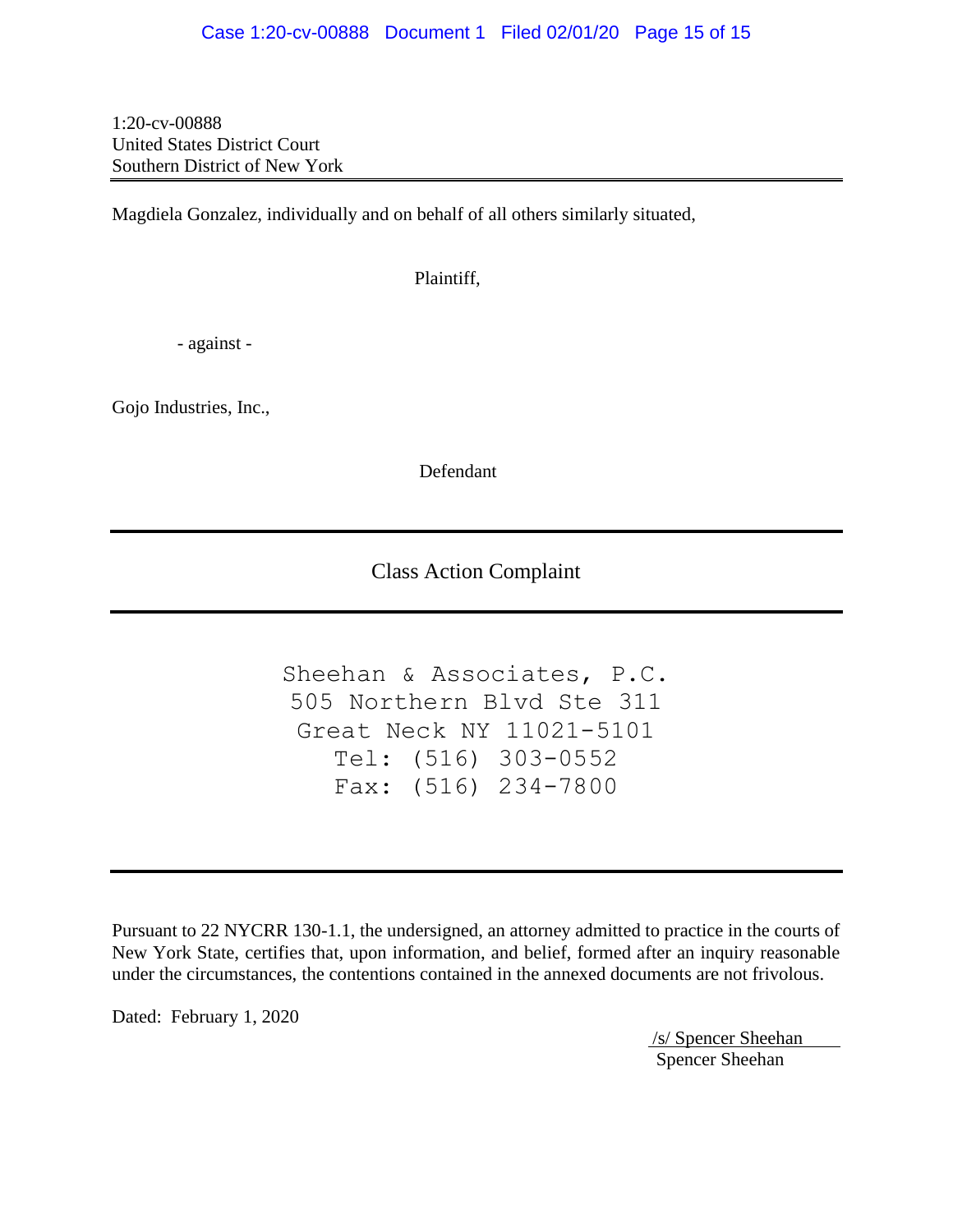1:20-cv-00888
United States District Court
Southern District of New York

---

Magdiela Gonzalez, individually and on behalf of all others similarly situated,

Plaintiff,

- against -

Gojo Industries, Inc.,

Defendant

---

Class Action Complaint

---

Sheehan & Associates, P.C.
505 Northern Blvd Ste 311
Great Neck NY 11021-5101
Tel: (516) 303-0552
Fax: (516) 234-7800

---

Pursuant to 22 NYCRR 130-1.1, the undersigned, an attorney admitted to practice in the courts of New York State, certifies that, upon information, and belief, formed after an inquiry reasonable under the circumstances, the contentions contained in the annexed documents are not frivolous.

Dated: February 1, 2020

/s/ Spencer Sheehan
Spencer Sheehan